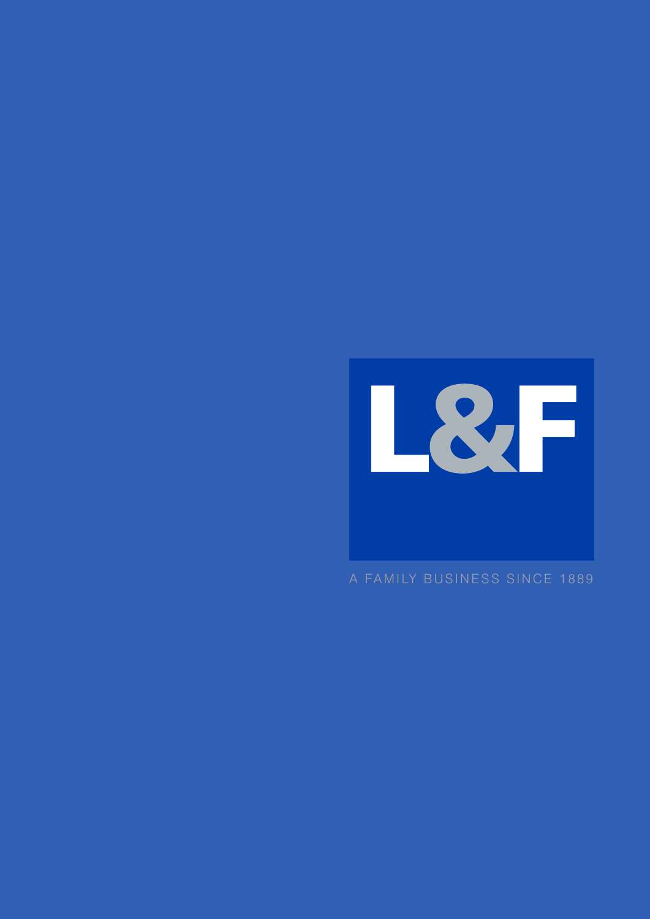# L&F

A FAMILY BUSINESS SINCE 1889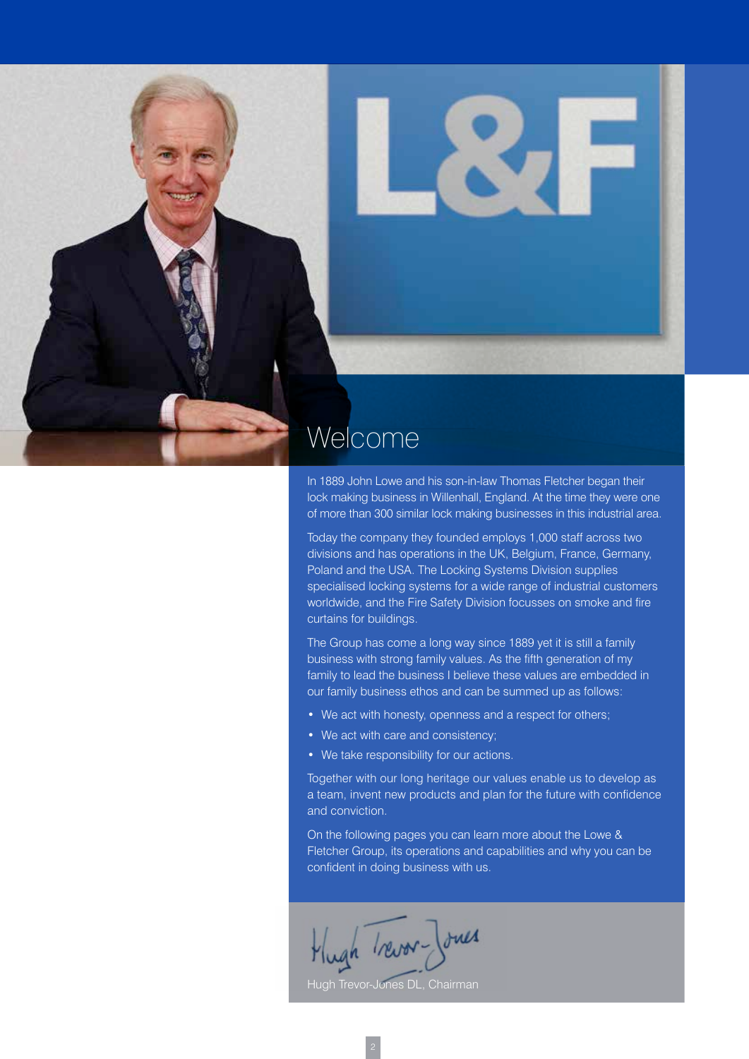# Welcome

In 1889 John Lowe and his son-in-law Thomas Fletcher began their lock making business in Willenhall, England. At the time they were one of more than 300 similar lock making businesses in this industrial area.

Today the company they founded employs 1,000 staff across two divisions and has operations in the UK, Belgium, France, Germany, Poland and the USA. The Locking Systems Division supplies specialised locking systems for a wide range of industrial customers worldwide, and the Fire Safety Division focusses on smoke and fire curtains for buildings.

The Group has come a long way since 1889 yet it is still a family business with strong family values. As the fifth generation of my family to lead the business I believe these values are embedded in our family business ethos and can be summed up as follows:

- We act with honesty, openness and a respect for others;
- We act with care and consistency;
- We take responsibility for our actions.

Together with our long heritage our values enable us to develop as a team, invent new products and plan for the future with confidence and conviction.

On the following pages you can learn more about the Lowe & Fletcher Group, its operations and capabilities and why you can be confident in doing business with us.

Hugh Trevor-Jones DL, Chairman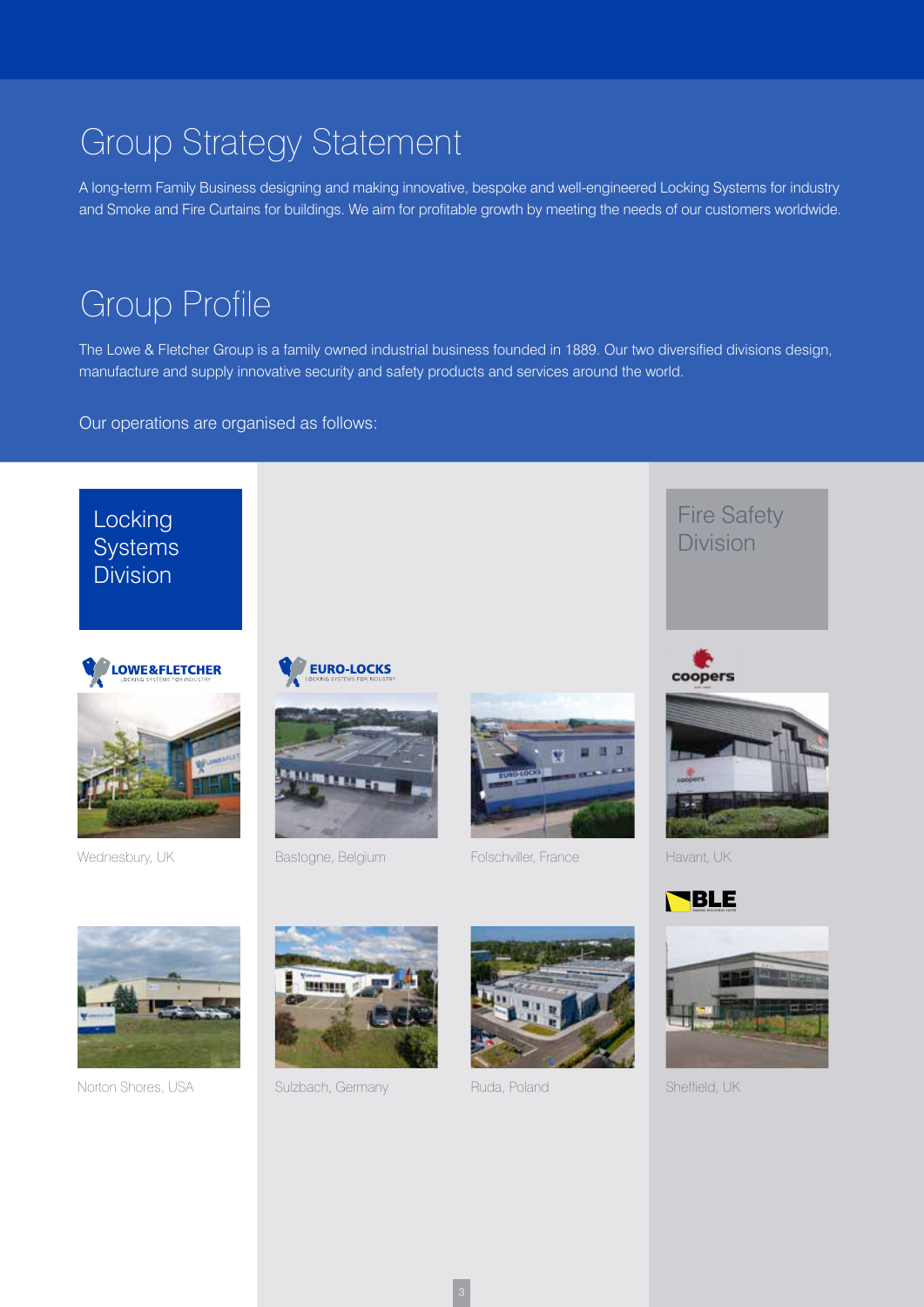# Group Strategy Statement

A long-term Family Business designing and making innovative, bespoke and well-engineered Locking Systems for industry and Smoke and Fire Curtains for buildings. We aim for profitable growth by meeting the needs of our customers worldwide.

# Group Profile

The Lowe & Fletcher Group is a family owned industrial business founded in 1889. Our two diversified divisions design, manufacture and supply innovative security and safety products and services around the world.

Our operations are organised as follows:

## Locking Systems Division

**LOWE&FLETCHER** – LOCKING SYSTEMS FOR INDUSTRY

Wednesbury, UK

Norton Shores, USA

**EURO-LOCKS** – LOCKING SYSTEMS FOR INDUSTRY

Bastogne, Belgium

Folschviller, France

Sulzbach, Germany

Ruda, Poland

## Fire Safety Division

**coopers**

Havant, UK

**BLE**

Sheffield, UK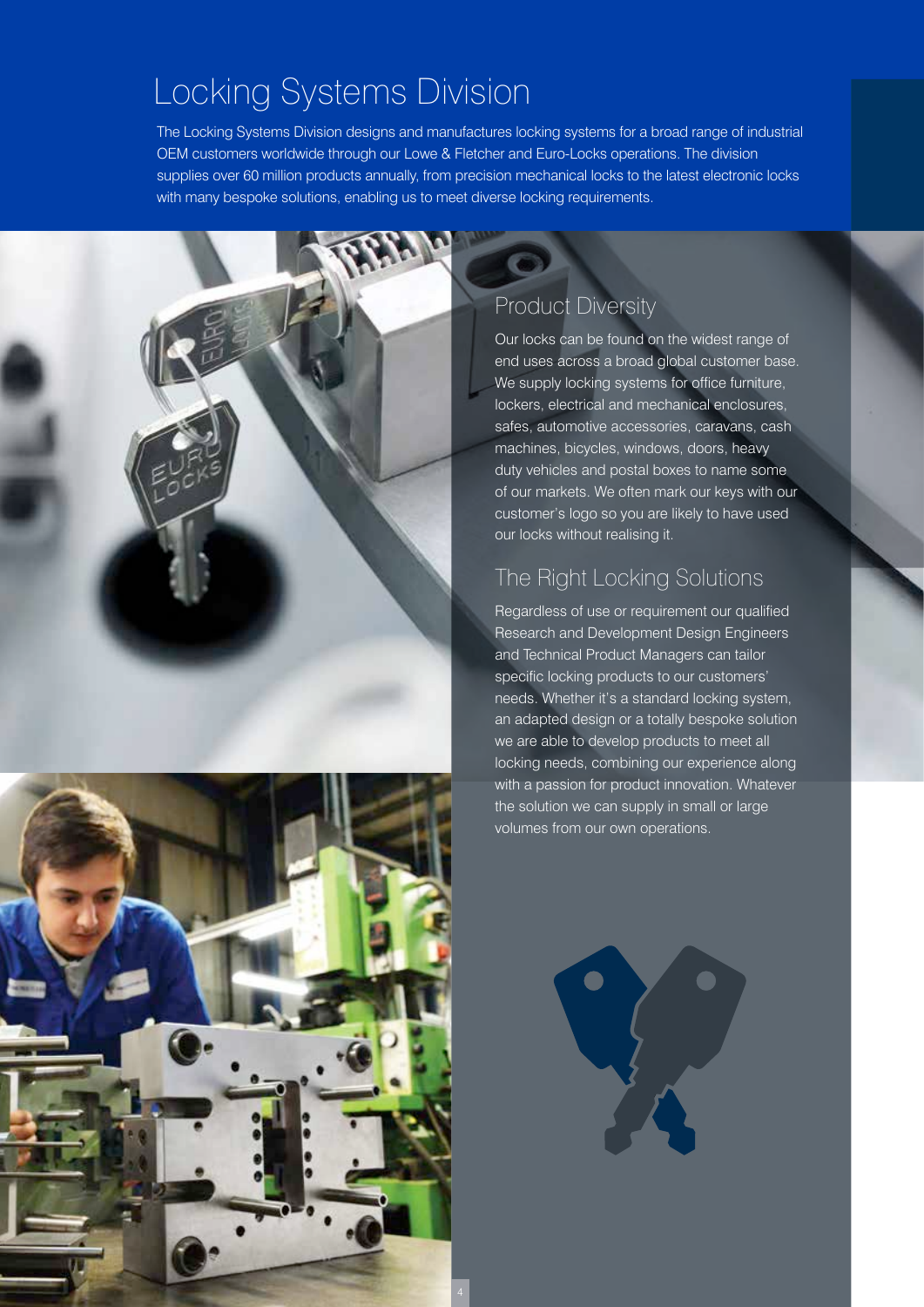# Locking Systems Division

The Locking Systems Division designs and manufactures locking systems for a broad range of industrial OEM customers worldwide through our Lowe & Fletcher and Euro-Locks operations. The division supplies over 60 million products annually, from precision mechanical locks to the latest electronic locks with many bespoke solutions, enabling us to meet diverse locking requirements.

## Product Diversity

Our locks can be found on the widest range of end uses across a broad global customer base. We supply locking systems for office furniture, lockers, electrical and mechanical enclosures, safes, automotive accessories, caravans, cash machines, bicycles, windows, doors, heavy duty vehicles and postal boxes to name some of our markets. We often mark our keys with our customer's logo so you are likely to have used our locks without realising it.

## The Right Locking Solutions

Regardless of use or requirement our qualified Research and Development Design Engineers and Technical Product Managers can tailor specific locking products to our customers' needs. Whether it's a standard locking system, an adapted design or a totally bespoke solution we are able to develop products to meet all locking needs, combining our experience along with a passion for product innovation. Whatever the solution we can supply in small or large volumes from our own operations.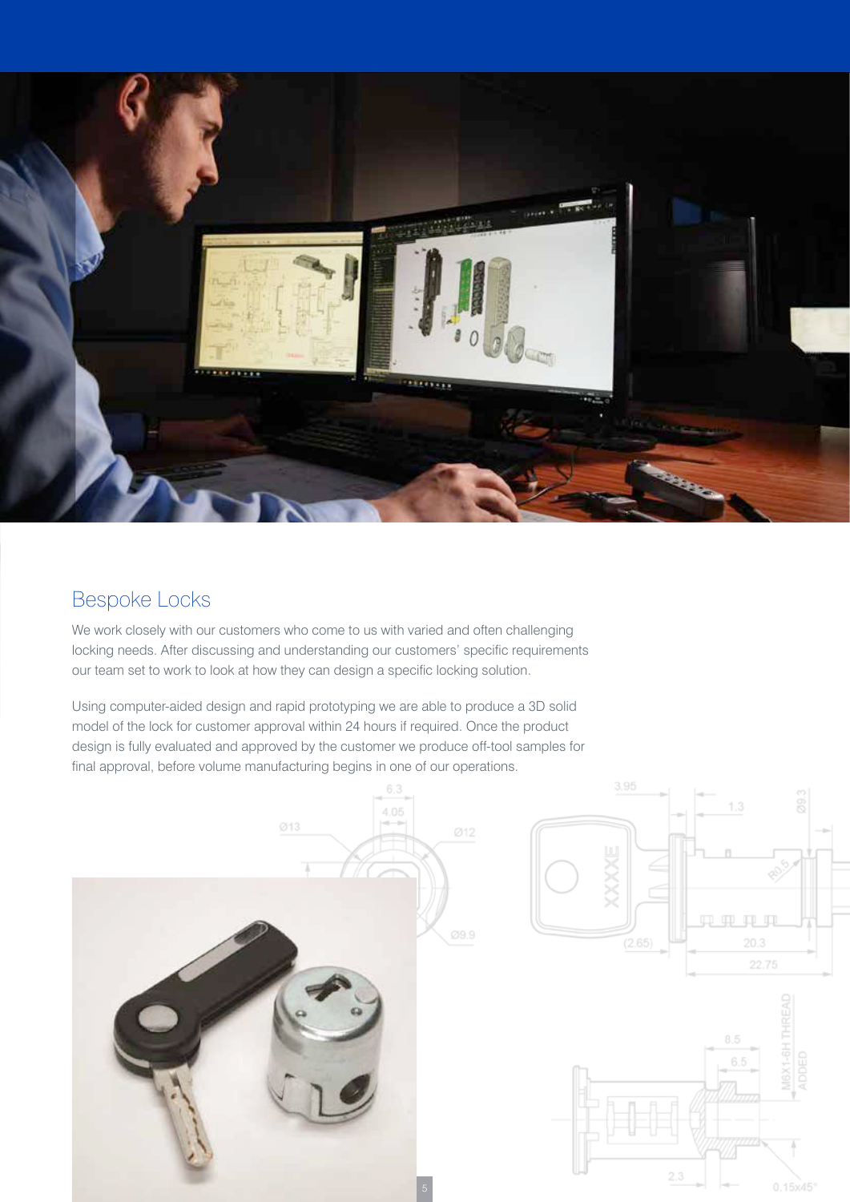## Bespoke Locks

We work closely with our customers who come to us with varied and often challenging locking needs. After discussing and understanding our customers' specific requirements our team set to work to look at how they can design a specific locking solution.

Using computer-aided design and rapid prototyping we are able to produce a 3D solid model of the lock for customer approval within 24 hours if required. Once the product design is fully evaluated and approved by the customer we produce off-tool samples for final approval, before volume manufacturing begins in one of our operations.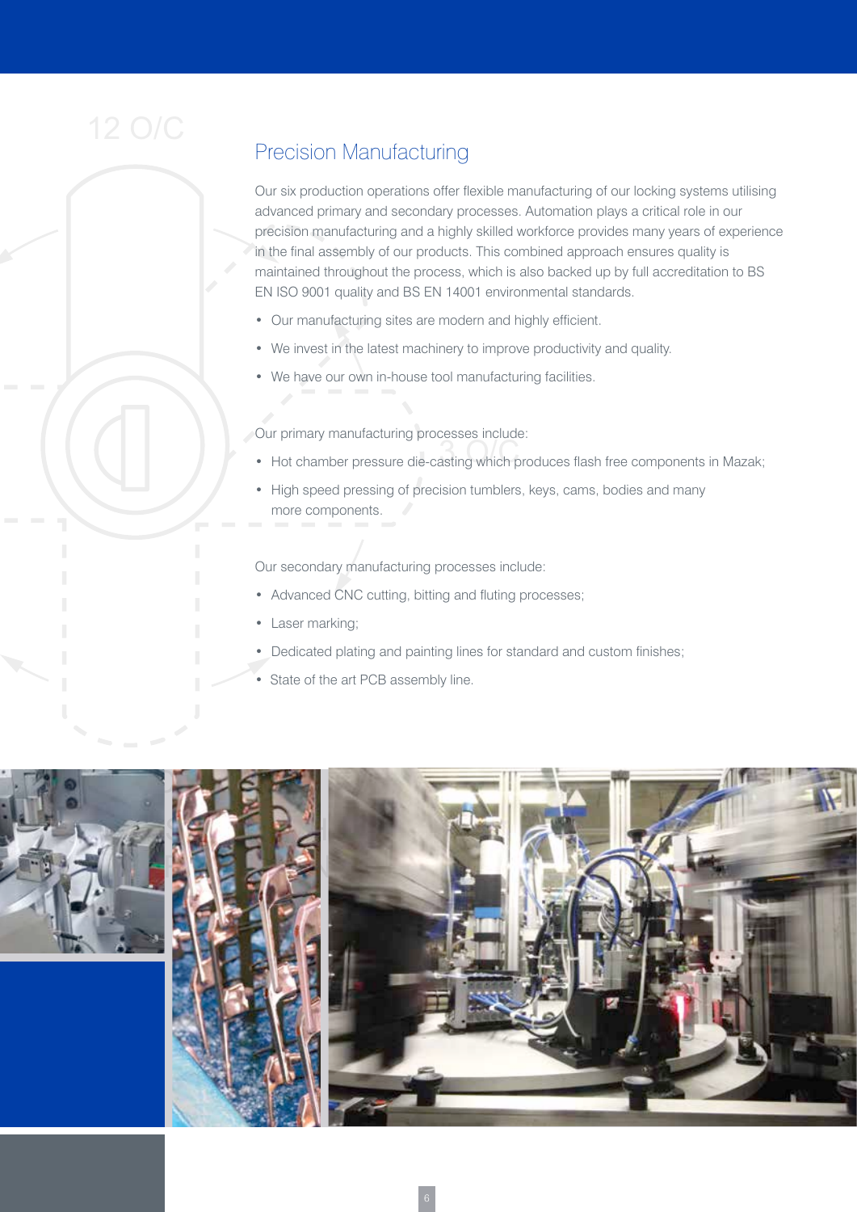## Precision Manufacturing

Our six production operations offer flexible manufacturing of our locking systems utilising advanced primary and secondary processes. Automation plays a critical role in our precision manufacturing and a highly skilled workforce provides many years of experience in the final assembly of our products. This combined approach ensures quality is maintained throughout the process, which is also backed up by full accreditation to BS EN ISO 9001 quality and BS EN 14001 environmental standards.

- Our manufacturing sites are modern and highly efficient.
- We invest in the latest machinery to improve productivity and quality.
- We have our own in-house tool manufacturing facilities.

Our primary manufacturing processes include:

- Hot chamber pressure die-casting which produces flash free components in Mazak;
- High speed pressing of precision tumblers, keys, cams, bodies and many more components.

Our secondary manufacturing processes include:

- Advanced CNC cutting, bitting and fluting processes;
- Laser marking;
- Dedicated plating and painting lines for standard and custom finishes;
- State of the art PCB assembly line.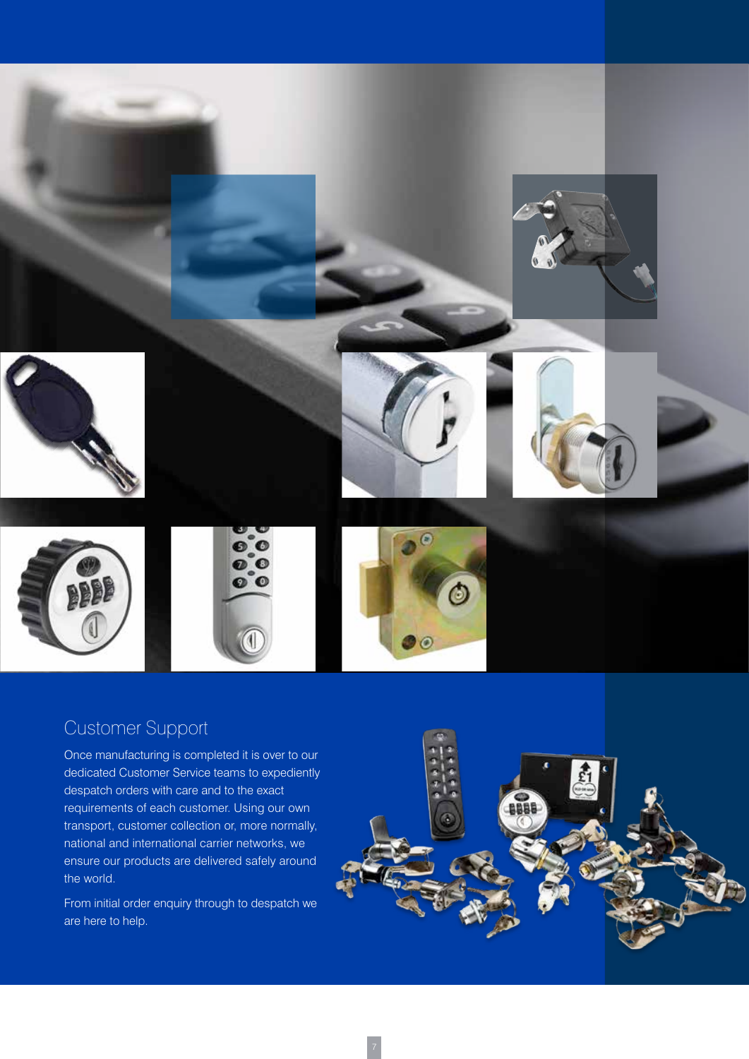## Customer Support

Once manufacturing is completed it is over to our dedicated Customer Service teams to expediently despatch orders with care and to the exact requirements of each customer. Using our own transport, customer collection or, more normally, national and international carrier networks, we ensure our products are delivered safely around the world.

From initial order enquiry through to despatch we are here to help.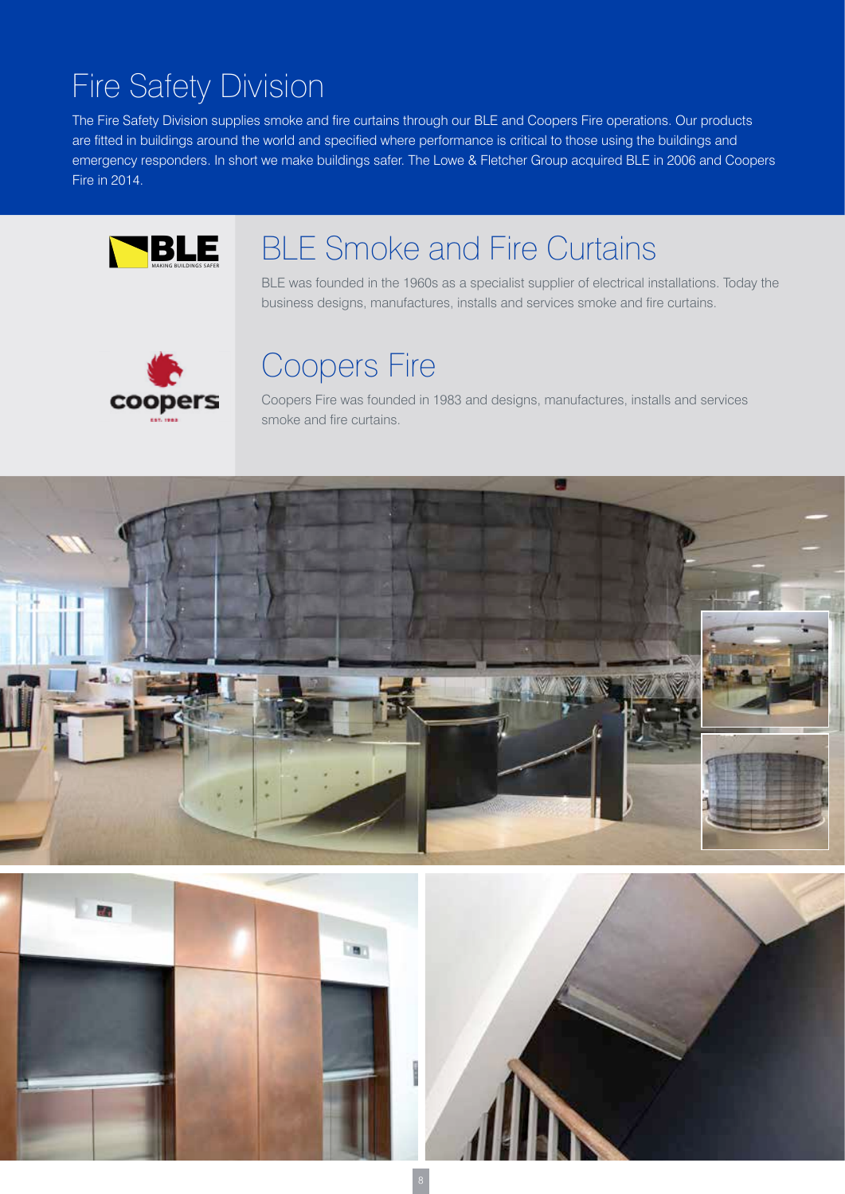# Fire Safety Division

The Fire Safety Division supplies smoke and fire curtains through our BLE and Coopers Fire operations. Our products are fitted in buildings around the world and specified where performance is critical to those using the buildings and emergency responders. In short we make buildings safer. The Lowe & Fletcher Group acquired BLE in 2006 and Coopers Fire in 2014.

## BLE Smoke and Fire Curtains

BLE was founded in the 1960s as a specialist supplier of electrical installations. Today the business designs, manufactures, installs and services smoke and fire curtains.

## Coopers Fire

Coopers Fire was founded in 1983 and designs, manufactures, installs and services smoke and fire curtains.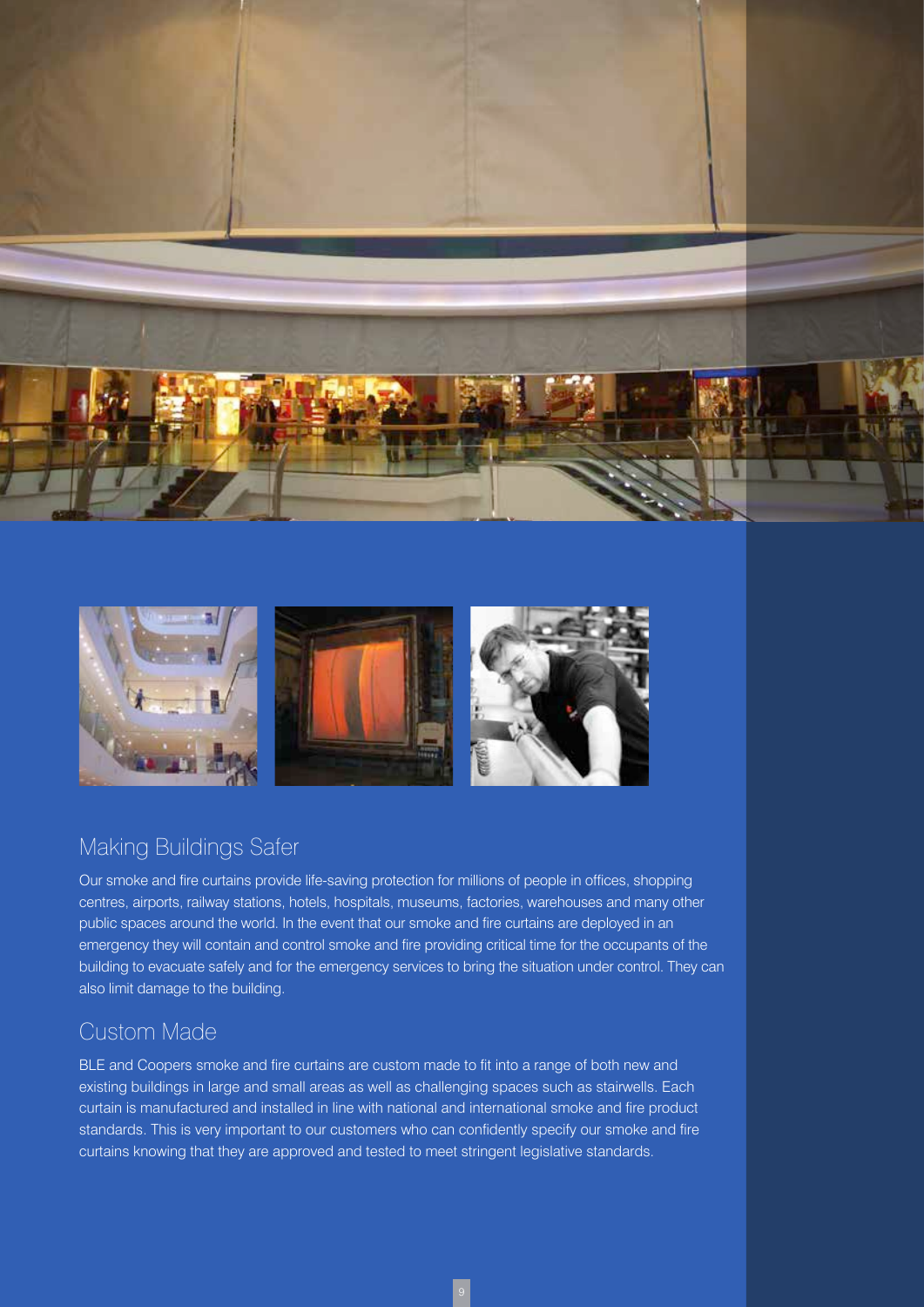## Making Buildings Safer

Our smoke and fire curtains provide life-saving protection for millions of people in offices, shopping centres, airports, railway stations, hotels, hospitals, museums, factories, warehouses and many other public spaces around the world. In the event that our smoke and fire curtains are deployed in an emergency they will contain and control smoke and fire providing critical time for the occupants of the building to evacuate safely and for the emergency services to bring the situation under control. They can also limit damage to the building.

## Custom Made

BLE and Coopers smoke and fire curtains are custom made to fit into a range of both new and existing buildings in large and small areas as well as challenging spaces such as stairwells. Each curtain is manufactured and installed in line with national and international smoke and fire product standards. This is very important to our customers who can confidently specify our smoke and fire curtains knowing that they are approved and tested to meet stringent legislative standards.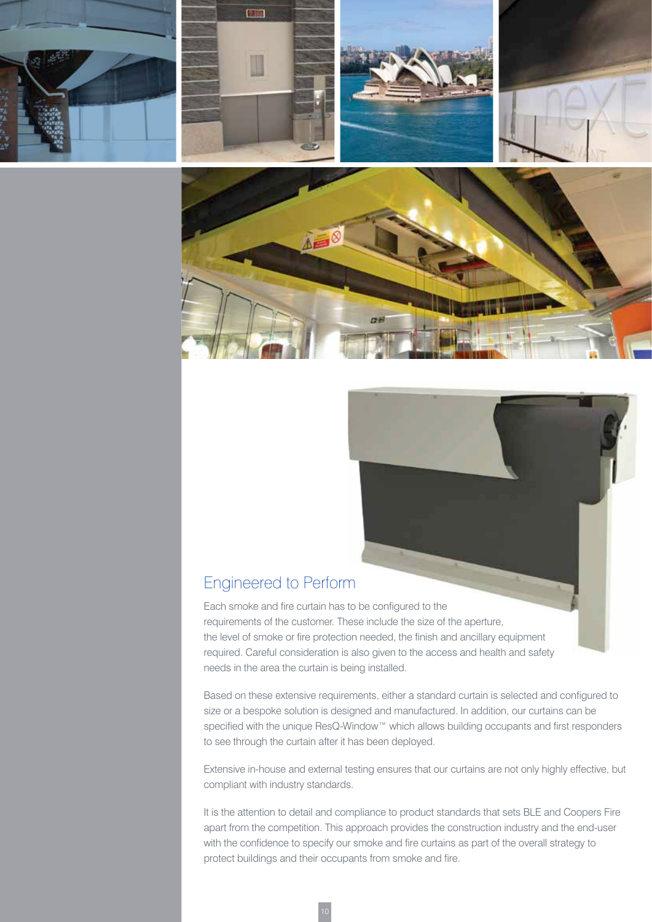## Engineered to Perform

Each smoke and fire curtain has to be configured to the requirements of the customer. These include the size of the aperture, the level of smoke or fire protection needed, the finish and ancillary equipment required. Careful consideration is also given to the access and health and safety needs in the area the curtain is being installed.

Based on these extensive requirements, either a standard curtain is selected and configured to size or a bespoke solution is designed and manufactured. In addition, our curtains can be specified with the unique ResQ-Window™ which allows building occupants and first responders to see through the curtain after it has been deployed.

Extensive in-house and external testing ensures that our curtains are not only highly effective, but compliant with industry standards.

It is the attention to detail and compliance to product standards that sets BLE and Coopers Fire apart from the competition. This approach provides the construction industry and the end-user with the confidence to specify our smoke and fire curtains as part of the overall strategy to protect buildings and their occupants from smoke and fire.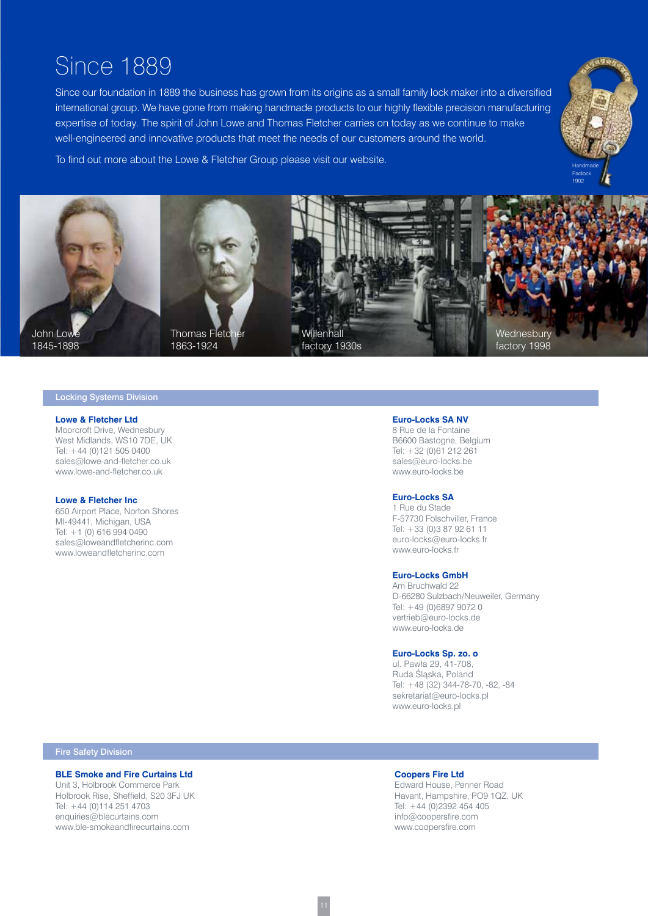# Since 1889

Since our foundation in 1889 the business has grown from its origins as a small family lock maker into a diversified international group. We have gone from making handmade products to our highly flexible precision manufacturing expertise of today. The spirit of John Lowe and Thomas Fletcher carries on today as we continue to make well-engineered and innovative products that meet the needs of our customers around the world.

To find out more about the Lowe & Fletcher Group please visit our website.

Handmade Padlock 1902

John Lowe 1845-1898

Thomas Fletcher 1863-1924

Willenhall factory 1930s

Wednesbury factory 1998

## Locking Systems Division

**Lowe & Fletcher Ltd**
Moorcroft Drive, Wednesbury
West Midlands, WS10 7DE, UK
Tel: +44 (0)121 505 0400
sales@lowe-and-fletcher.co.uk
www.lowe-and-fletcher.co.uk

**Lowe & Fletcher Inc**
650 Airport Place, Norton Shores
MI-49441, Michigan, USA
Tel: +1 (0) 616 994 0490
sales@loweandfletcherinc.com
www.loweandfletcherinc.com

**Euro-Locks SA NV**
8 Rue de la Fontaine
B6600 Bastogne, Belgium
Tel: +32 (0)61 212 261
sales@euro-locks.be
www.euro-locks.be

**Euro-Locks SA**
1 Rue du Stade
F-57730 Folschviller, France
Tel: +33 (0)3 87 92 61 11
euro-locks@euro-locks.fr
www.euro-locks.fr

**Euro-Locks GmbH**
Am Bruchwald 22
D-66280 Sulzbach/Neuweiler, Germany
Tel: +49 (0)6897 9072 0
vertrieb@euro-locks.de
www.euro-locks.de

**Euro-Locks Sp. zo. o**
ul. Pawła 29, 41-708,
Ruda Śląska, Poland
Tel: +48 (32) 344-78-70, -82, -84
sekretariat@euro-locks.pl
www.euro-locks.pl

## Fire Safety Division

**BLE Smoke and Fire Curtains Ltd**
Unit 3, Holbrook Commerce Park
Holbrook Rise, Sheffield, S20 3FJ UK
Tel: +44 (0)114 251 4703
enquiries@blecurtains.com
www.ble-smokeandfirecurtains.com

**Coopers Fire Ltd**
Edward House, Penner Road
Havant, Hampshire, PO9 1QZ, UK
Tel: +44 (0)2392 454 405
info@coopersfire.com
www.coopersfire.com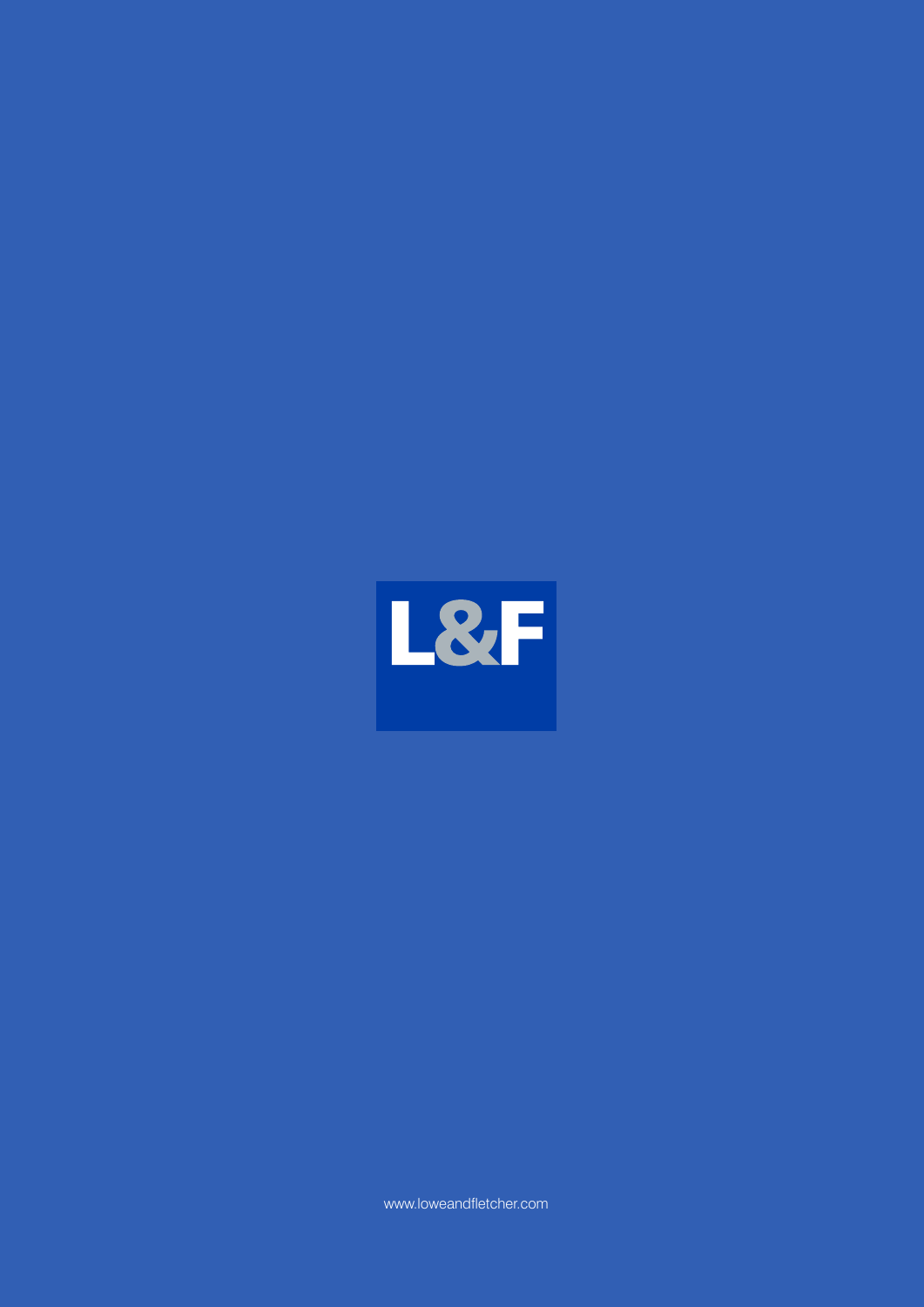L&F

www.loweandfletcher.com